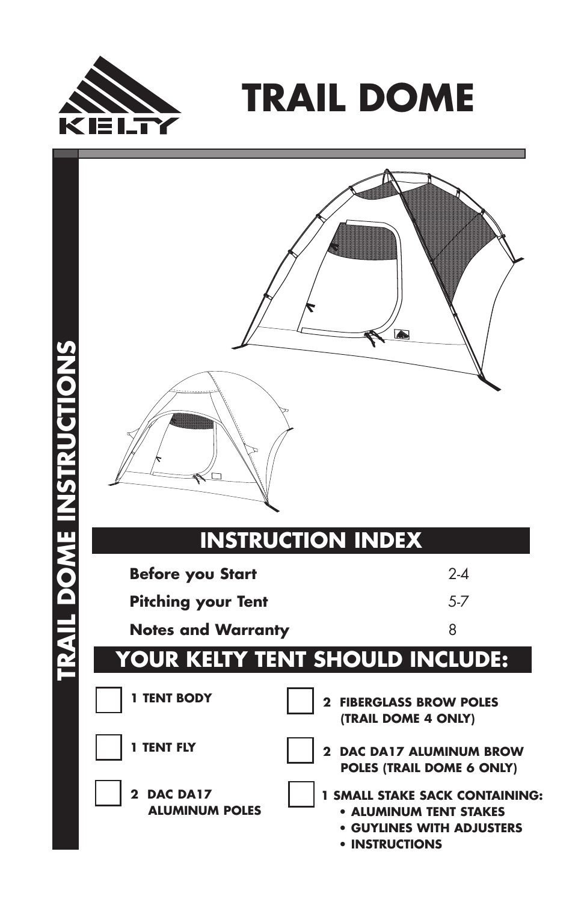KELTY

# TRAIL DOME

TRAIL DOME INSTRUCTIONS

## INSTRUCTION INDEX

| | |
|---|---|
| **Before you Start** | 2-4 |
| **Pitching your Tent** | 5-7 |
| **Notes and Warranty** | 8 |

## YOUR KELTY TENT SHOULD INCLUDE:

- ☐ **1 TENT BODY**
- ☐ **1 TENT FLY**
- ☐ **2 DAC DA17 ALUMINUM POLES**
- ☐ **2 FIBERGLASS BROW POLES (TRAIL DOME 4 ONLY)**
- ☐ **2 DAC DA17 ALUMINUM BROW POLES (TRAIL DOME 6 ONLY)**
- ☐ **1 SMALL STAKE SACK CONTAINING:**
  - **ALUMINUM TENT STAKES**
  - **GUYLINES WITH ADJUSTERS**
  - **INSTRUCTIONS**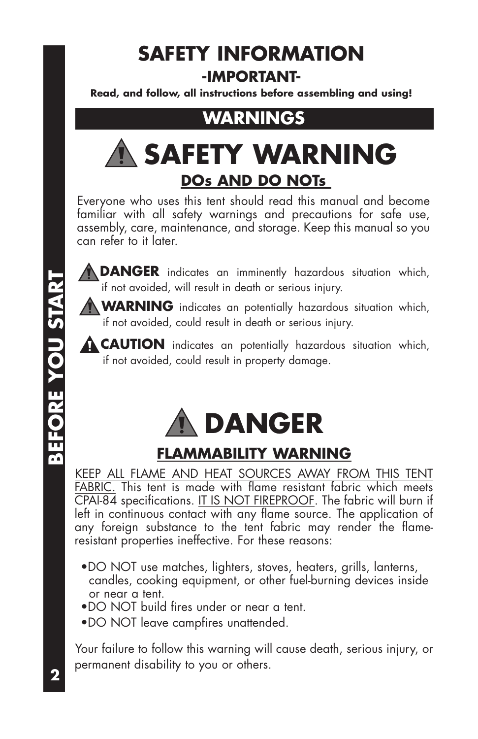# SAFETY INFORMATION

## -IMPORTANT-

**Read, and follow, all instructions before assembling and using!**

## WARNINGS

# ⚠ SAFETY WARNING

### DOs AND DO NOTs

Everyone who uses this tent should read this manual and become familiar with all safety warnings and precautions for safe use, assembly, care, maintenance, and storage. Keep this manual so you can refer to it later.

⚠ **DANGER** indicates an imminently hazardous situation which, if not avoided, will result in death or serious injury.

⚠ **WARNING** indicates an potentially hazardous situation which, if not avoided, could result in death or serious injury.

⚠ **CAUTION** indicates an potentially hazardous situation which, if not avoided, could result in property damage.

# ⚠ DANGER

### FLAMMABILITY WARNING

KEEP ALL FLAME AND HEAT SOURCES AWAY FROM THIS TENT FABRIC. This tent is made with flame resistant fabric which meets CPAI-84 specifications. IT IS NOT FIREPROOF. The fabric will burn if left in continuous contact with any flame source. The application of any foreign substance to the tent fabric may render the flame-resistant properties ineffective. For these reasons:

- DO NOT use matches, lighters, stoves, heaters, grills, lanterns, candles, cooking equipment, or other fuel-burning devices inside or near a tent.
- DO NOT build fires under or near a tent.
- DO NOT leave campfires unattended.

Your failure to follow this warning will cause death, serious injury, or permanent disability to you or others.

BEFORE YOU START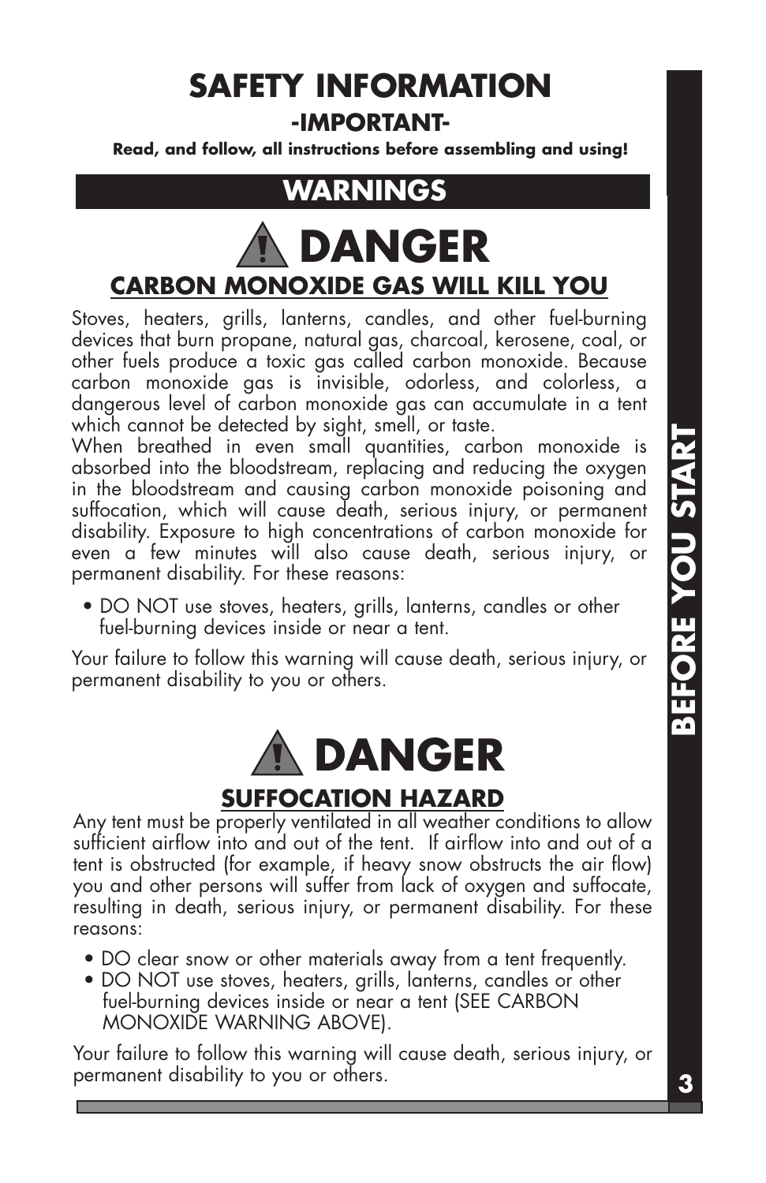# SAFETY INFORMATION

**-IMPORTANT-**

**Read, and follow, all instructions before assembling and using!**

## WARNINGS

## ⚠ DANGER

### CARBON MONOXIDE GAS WILL KILL YOU

Stoves, heaters, grills, lanterns, candles, and other fuel-burning devices that burn propane, natural gas, charcoal, kerosene, coal, or other fuels produce a toxic gas called carbon monoxide. Because carbon monoxide gas is invisible, odorless, and colorless, a dangerous level of carbon monoxide gas can accumulate in a tent which cannot be detected by sight, smell, or taste.

When breathed in even small quantities, carbon monoxide is absorbed into the bloodstream, replacing and reducing the oxygen in the bloodstream and causing carbon monoxide poisoning and suffocation, which will cause death, serious injury, or permanent disability. Exposure to high concentrations of carbon monoxide for even a few minutes will also cause death, serious injury, or permanent disability. For these reasons:

- DO NOT use stoves, heaters, grills, lanterns, candles or other fuel-burning devices inside or near a tent.

Your failure to follow this warning will cause death, serious injury, or permanent disability to you or others.

## ⚠ DANGER

### SUFFOCATION HAZARD

Any tent must be properly ventilated in all weather conditions to allow sufficient airflow into and out of the tent. If airflow into and out of a tent is obstructed (for example, if heavy snow obstructs the air flow) you and other persons will suffer from lack of oxygen and suffocate, resulting in death, serious injury, or permanent disability. For these reasons:

- DO clear snow or other materials away from a tent frequently.
- DO NOT use stoves, heaters, grills, lanterns, candles or other fuel-burning devices inside or near a tent (SEE CARBON MONOXIDE WARNING ABOVE).

Your failure to follow this warning will cause death, serious injury, or permanent disability to you or others.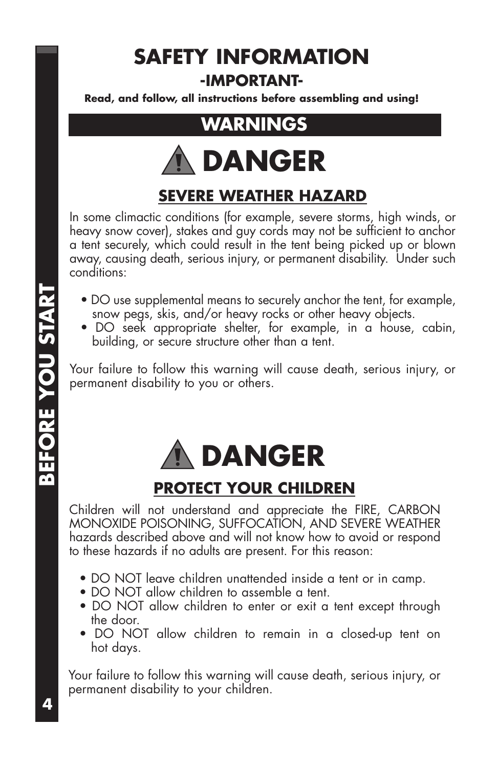# SAFETY INFORMATION

### -IMPORTANT-

**Read, and follow, all instructions before assembling and using!**

## WARNINGS

## ⚠ DANGER

### SEVERE WEATHER HAZARD

In some climactic conditions (for example, severe storms, high winds, or heavy snow cover), stakes and guy cords may not be sufficient to anchor a tent securely, which could result in the tent being picked up or blown away, causing death, serious injury, or permanent disability. Under such conditions:

- DO use supplemental means to securely anchor the tent, for example, snow pegs, skis, and/or heavy rocks or other heavy objects.
- DO seek appropriate shelter, for example, in a house, cabin, building, or secure structure other than a tent.

Your failure to follow this warning will cause death, serious injury, or permanent disability to you or others.

## ⚠ DANGER

### PROTECT YOUR CHILDREN

Children will not understand and appreciate the FIRE, CARBON MONOXIDE POISONING, SUFFOCATION, AND SEVERE WEATHER hazards described above and will not know how to avoid or respond to these hazards if no adults are present. For this reason:

- DO NOT leave children unattended inside a tent or in camp.
- DO NOT allow children to assemble a tent.
- DO NOT allow children to enter or exit a tent except through the door.
- DO NOT allow children to remain in a closed-up tent on hot days.

Your failure to follow this warning will cause death, serious injury, or permanent disability to your children.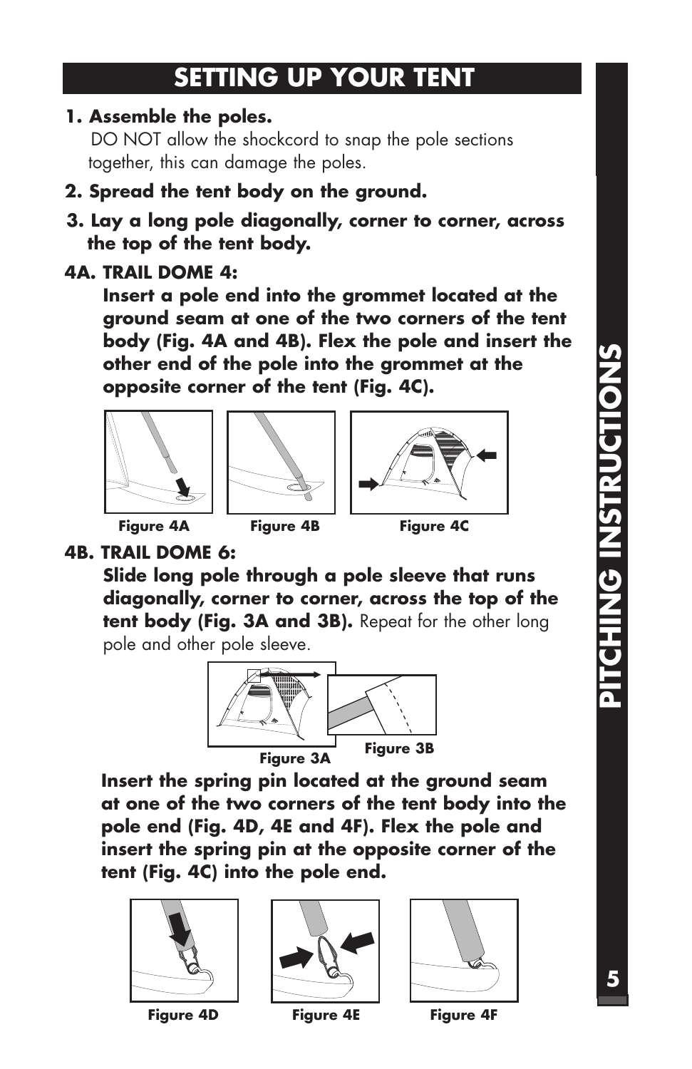## SETTING UP YOUR TENT

**1. Assemble the poles.**

DO NOT allow the shockcord to snap the pole sections together, this can damage the poles.

**2. Spread the tent body on the ground.**

**3. Lay a long pole diagonally, corner to corner, across the top of the tent body.**

**4A. TRAIL DOME 4:**

**Insert a pole end into the grommet located at the ground seam at one of the two corners of the tent body (Fig. 4A and 4B). Flex the pole and insert the other end of the pole into the grommet at the opposite corner of the tent (Fig. 4C).**

Figure 4A   Figure 4B   Figure 4C

**4B. TRAIL DOME 6:**

**Slide long pole through a pole sleeve that runs diagonally, corner to corner, across the top of the tent body (Fig. 3A and 3B).** Repeat for the other long pole and other pole sleeve.

Figure 3A   Figure 3B

**Insert the spring pin located at the ground seam at one of the two corners of the tent body into the pole end (Fig. 4D, 4E and 4F). Flex the pole and insert the spring pin at the opposite corner of the tent (Fig. 4C) into the pole end.**

Figure 4D   Figure 4E   Figure 4F

PITCHING INSTRUCTIONS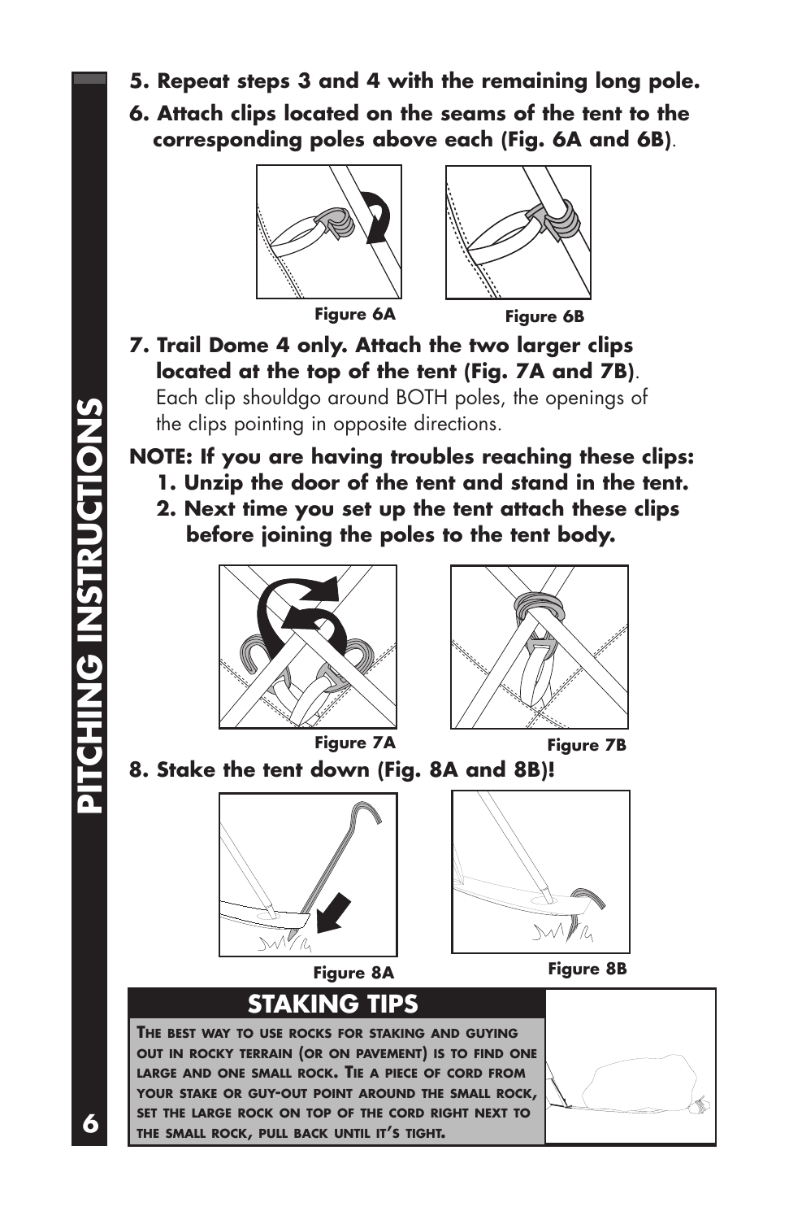**5. Repeat steps 3 and 4 with the remaining long pole.**

**6. Attach clips located on the seams of the tent to the corresponding poles above each (Fig. 6A and 6B)**.

Figure 6A

Figure 6B

**7. Trail Dome 4 only. Attach the two larger clips located at the top of the tent (Fig. 7A and 7B)**. Each clip shouldgo around BOTH poles, the openings of the clips pointing in opposite directions.

**NOTE: If you are having troubles reaching these clips:**

**1. Unzip the door of the tent and stand in the tent.**

**2. Next time you set up the tent attach these clips before joining the poles to the tent body.**

Figure 7A

Figure 7B

**8. Stake the tent down (Fig. 8A and 8B)!**

Figure 8A

Figure 8B

## STAKING TIPS

THE BEST WAY TO USE ROCKS FOR STAKING AND GUYING OUT IN ROCKY TERRAIN (OR ON PAVEMENT) IS TO FIND ONE LARGE AND ONE SMALL ROCK. TIE A PIECE OF CORD FROM YOUR STAKE OR GUY-OUT POINT AROUND THE SMALL ROCK, SET THE LARGE ROCK ON TOP OF THE CORD RIGHT NEXT TO THE SMALL ROCK, PULL BACK UNTIL IT'S TIGHT.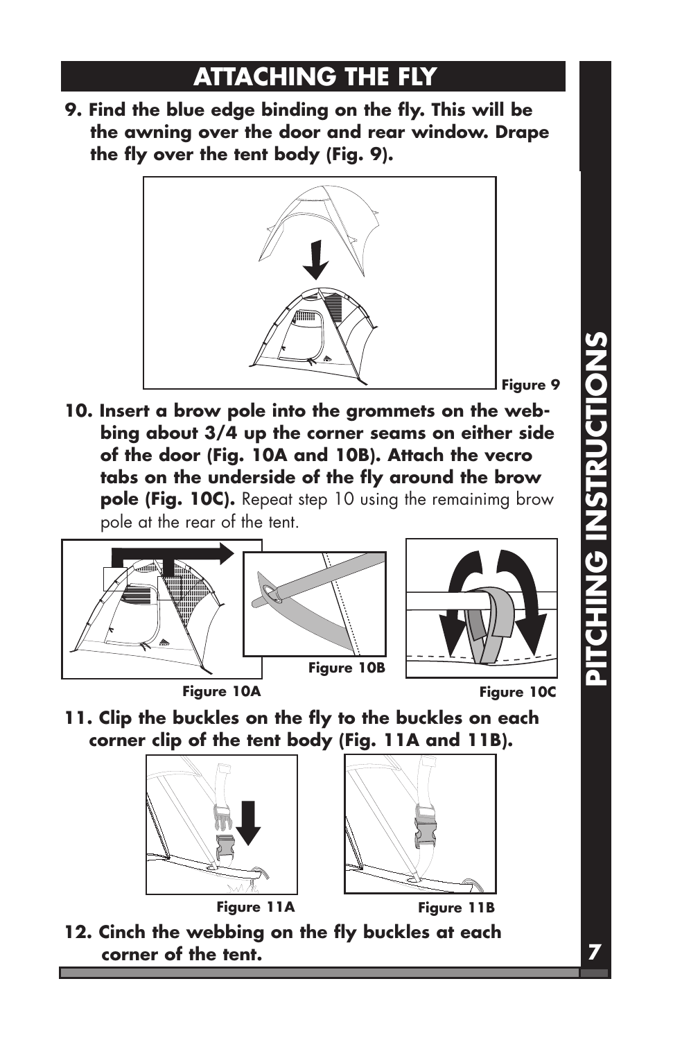## ATTACHING THE FLY

**9. Find the blue edge binding on the fly. This will be the awning over the door and rear window. Drape the fly over the tent body (Fig. 9).**

Figure 9

**10. Insert a brow pole into the grommets on the webbing about 3/4 up the corner seams on either side of the door (Fig. 10A and 10B). Attach the vecro tabs on the underside of the fly around the brow pole (Fig. 10C).** Repeat step 10 using the remainimg brow pole at the rear of the tent.

Figure 10A

Figure 10B

Figure 10C

**11. Clip the buckles on the fly to the buckles on each corner clip of the tent body (Fig. 11A and 11B).**

Figure 11A

Figure 11B

**12. Cinch the webbing on the fly buckles at each corner of the tent.**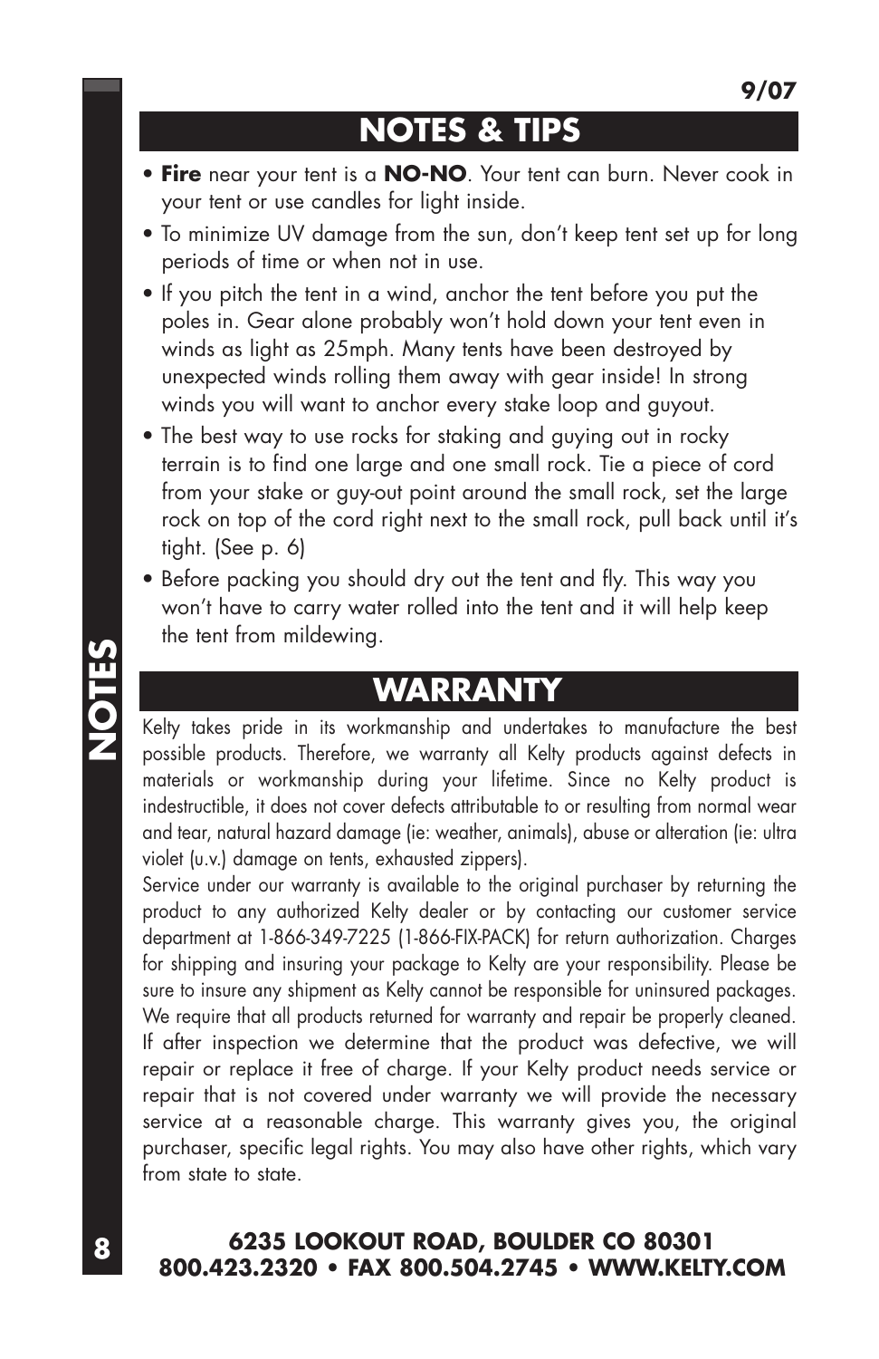9/07

## NOTES & TIPS

- **Fire** near your tent is a **NO-NO**. Your tent can burn. Never cook in your tent or use candles for light inside.
- To minimize UV damage from the sun, don't keep tent set up for long periods of time or when not in use.
- If you pitch the tent in a wind, anchor the tent before you put the poles in. Gear alone probably won't hold down your tent even in winds as light as 25mph. Many tents have been destroyed by unexpected winds rolling them away with gear inside! In strong winds you will want to anchor every stake loop and guyout.
- The best way to use rocks for staking and guying out in rocky terrain is to find one large and one small rock. Tie a piece of cord from your stake or guy-out point around the small rock, set the large rock on top of the cord right next to the small rock, pull back until it's tight. (See p. 6)
- Before packing you should dry out the tent and fly. This way you won't have to carry water rolled into the tent and it will help keep the tent from mildewing.

## WARRANTY

Kelty takes pride in its workmanship and undertakes to manufacture the best possible products. Therefore, we warranty all Kelty products against defects in materials or workmanship during your lifetime. Since no Kelty product is indestructible, it does not cover defects attributable to or resulting from normal wear and tear, natural hazard damage (ie: weather, animals), abuse or alteration (ie: ultra violet (u.v.) damage on tents, exhausted zippers).

Service under our warranty is available to the original purchaser by returning the product to any authorized Kelty dealer or by contacting our customer service department at 1-866-349-7225 (1-866-FIX-PACK) for return authorization. Charges for shipping and insuring your package to Kelty are your responsibility. Please be sure to insure any shipment as Kelty cannot be responsible for uninsured packages. We require that all products returned for warranty and repair be properly cleaned. If after inspection we determine that the product was defective, we will repair or replace it free of charge. If your Kelty product needs service or repair that is not covered under warranty we will provide the necessary service at a reasonable charge. This warranty gives you, the original purchaser, specific legal rights. You may also have other rights, which vary from state to state.

**6235 LOOKOUT ROAD, BOULDER CO 80301**
**800.423.2320 • FAX 800.504.2745 • WWW.KELTY.COM**